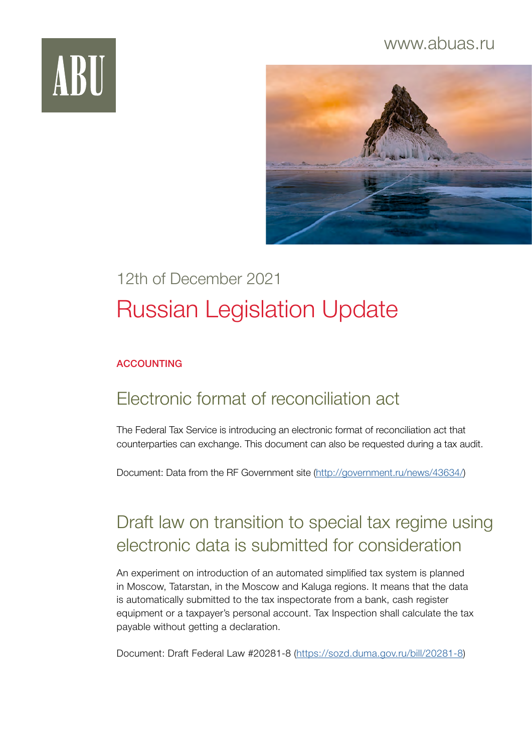ABU

www.abuas.ru

12th of December 2021

# Russian Legislation Update

**ACCOUNTING**

## Electronic format of reconciliation act

The Federal Tax Service is introducing an electronic format of reconciliation act that counterparties can exchange. This document can also be requested during a tax audit.

Document: Data from the RF Government site (http://government.ru/news/43634/)

## Draft law on transition to special tax regime using electronic data is submitted for consideration

An experiment on introduction of an automated simplified tax system is planned in Moscow, Tatarstan, in the Moscow and Kaluga regions. It means that the data is automatically submitted to the tax inspectorate from a bank, cash register equipment or a taxpayer's personal account. Tax Inspection shall calculate the tax payable without getting a declaration.

Document: Draft Federal Law #20281-8 (https://sozd.duma.gov.ru/bill/20281-8)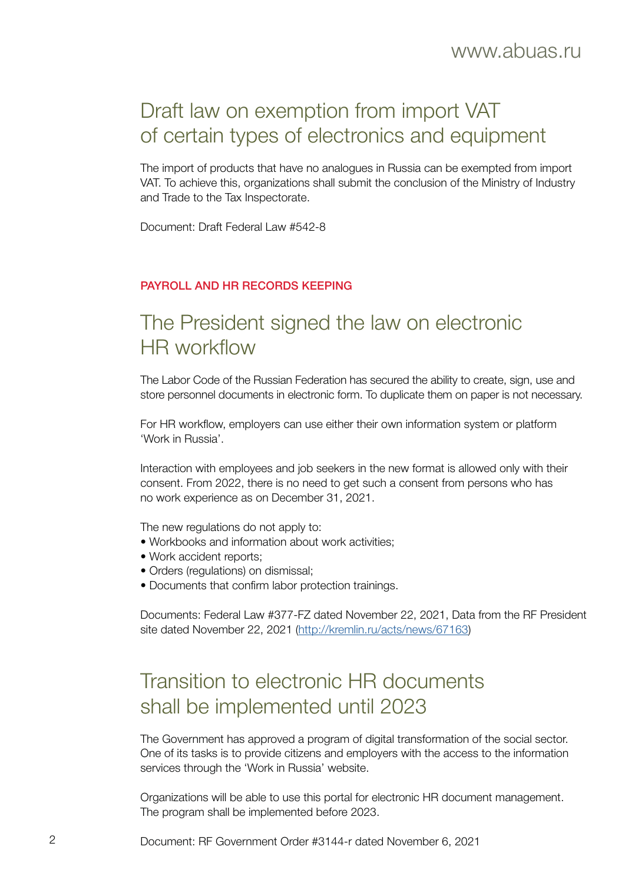## Draft law on exemption from import VAT of certain types of electronics and equipment

The import of products that have no analogues in Russia can be exempted from import VAT. To achieve this, organizations shall submit the conclusion of the Ministry of Industry and Trade to the Tax Inspectorate.

Document: Draft Federal Law #542-8

### PAYROLL AND HR RECORDS KEEPING

## The President signed the law on electronic HR workflow

The Labor Code of the Russian Federation has secured the ability to create, sign, use and store personnel documents in electronic form. To duplicate them on paper is not necessary.

For HR workflow, employers can use either their own information system or platform 'Work in Russia'.

Interaction with employees and job seekers in the new format is allowed only with their consent. From 2022, there is no need to get such a consent from persons who has no work experience as on December 31, 2021.

The new regulations do not apply to:

- Workbooks and information about work activities;
- Work accident reports;
- Orders (regulations) on dismissal;
- Documents that confirm labor protection trainings.

Documents: Federal Law #377-FZ dated November 22, 2021, Data from the RF President site dated November 22, 2021 ([http://kremlin.ru/acts/news/67163](http://kremlin.ru/acts/news/67163))

## Transition to electronic HR documents shall be implemented until 2023

The Government has approved a program of digital transformation of the social sector. One of its tasks is to provide citizens and employers with the access to the information services through the 'Work in Russia' website.

Organizations will be able to use this portal for electronic HR document management. The program shall be implemented before 2023.

Document: RF Government Order #3144-r dated November 6, 2021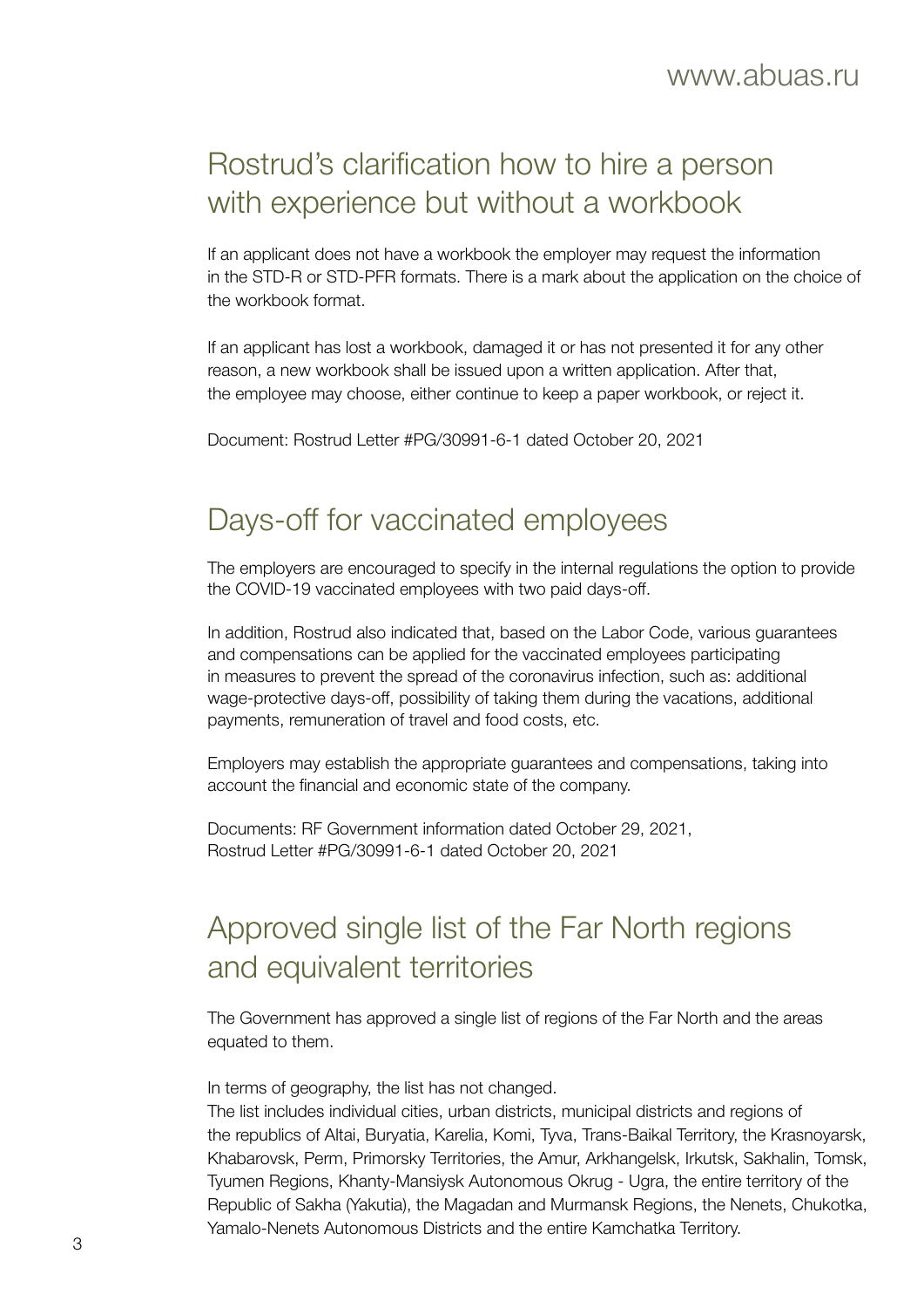## Rostrud's clarification how to hire a person with experience but without a workbook

If an applicant does not have a workbook the employer may request the information in the STD-R or STD-PFR formats. There is a mark about the application on the choice of the workbook format.

If an applicant has lost a workbook, damaged it or has not presented it for any other reason, a new workbook shall be issued upon a written application. After that, the employee may choose, either continue to keep a paper workbook, or reject it.

Document: Rostrud Letter #PG/30991-6-1 dated October 20, 2021

## Days-off for vaccinated employees

The employers are encouraged to specify in the internal regulations the option to provide the COVID-19 vaccinated employees with two paid days-off.

In addition, Rostrud also indicated that, based on the Labor Code, various guarantees and compensations can be applied for the vaccinated employees participating in measures to prevent the spread of the coronavirus infection, such as: additional wage-protective days-off, possibility of taking them during the vacations, additional payments, remuneration of travel and food costs, etc.

Employers may establish the appropriate guarantees and compensations, taking into account the financial and economic state of the company.

Documents: RF Government information dated October 29, 2021,
Rostrud Letter #PG/30991-6-1 dated October 20, 2021

## Approved single list of the Far North regions and equivalent territories

The Government has approved a single list of regions of the Far North and the areas equated to them.

In terms of geography, the list has not changed.
The list includes individual cities, urban districts, municipal districts and regions of the republics of Altai, Buryatia, Karelia, Komi, Tyva, Trans-Baikal Territory, the Krasnoyarsk, Khabarovsk, Perm, Primorsky Territories, the Amur, Arkhangelsk, Irkutsk, Sakhalin, Tomsk, Tyumen Regions, Khanty-Mansiysk Autonomous Okrug - Ugra, the entire territory of the Republic of Sakha (Yakutia), the Magadan and Murmansk Regions, the Nenets, Chukotka, Yamalo-Nenets Autonomous Districts and the entire Kamchatka Territory.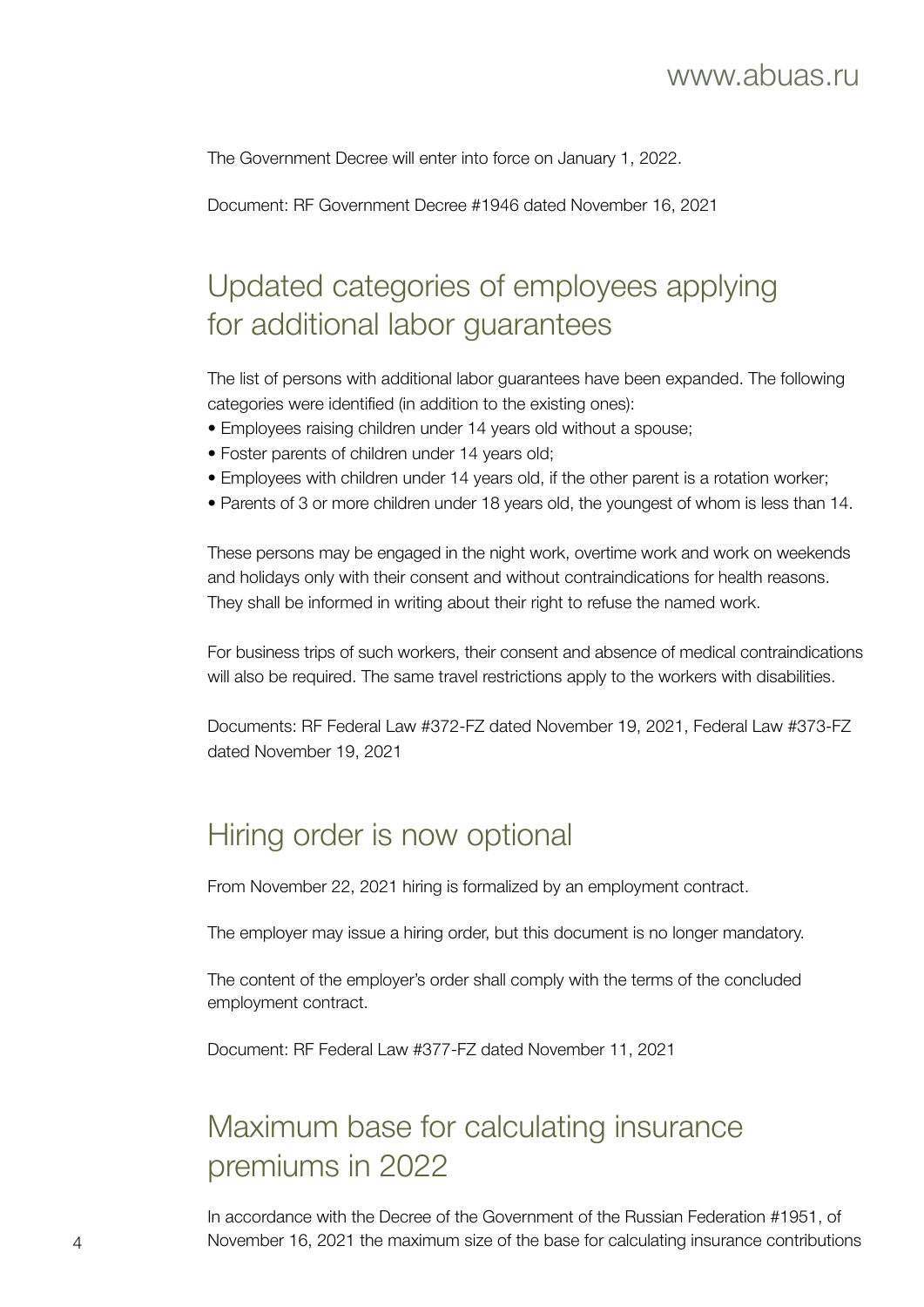The Government Decree will enter into force on January 1, 2022.

Document: RF Government Decree #1946 dated November 16, 2021

## Updated categories of employees applying for additional labor guarantees

The list of persons with additional labor guarantees have been expanded. The following categories were identified (in addition to the existing ones):

- Employees raising children under 14 years old without a spouse;
- Foster parents of children under 14 years old;
- Employees with children under 14 years old, if the other parent is a rotation worker;
- Parents of 3 or more children under 18 years old, the youngest of whom is less than 14.

These persons may be engaged in the night work, overtime work and work on weekends and holidays only with their consent and without contraindications for health reasons. They shall be informed in writing about their right to refuse the named work.

For business trips of such workers, their consent and absence of medical contraindications will also be required. The same travel restrictions apply to the workers with disabilities.

Documents: RF Federal Law #372-FZ dated November 19, 2021, Federal Law #373-FZ dated November 19, 2021

## Hiring order is now optional

From November 22, 2021 hiring is formalized by an employment contract.

The employer may issue a hiring order, but this document is no longer mandatory.

The content of the employer's order shall comply with the terms of the concluded employment contract.

Document: RF Federal Law #377-FZ dated November 11, 2021

## Maximum base for calculating insurance premiums in 2022

In accordance with the Decree of the Government of the Russian Federation #1951, of November 16, 2021 the maximum size of the base for calculating insurance contributions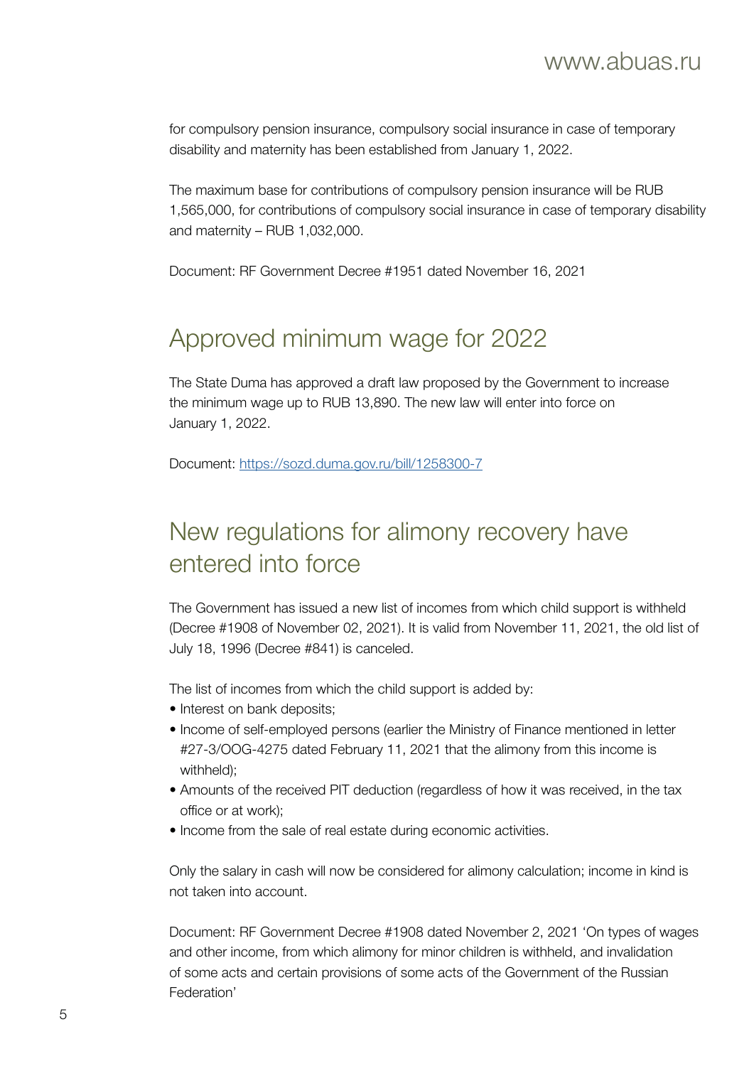for compulsory pension insurance, compulsory social insurance in case of temporary disability and maternity has been established from January 1, 2022.

The maximum base for contributions of compulsory pension insurance will be RUB 1,565,000, for contributions of compulsory social insurance in case of temporary disability and maternity – RUB 1,032,000.

Document: RF Government Decree #1951 dated November 16, 2021

## Approved minimum wage for 2022

The State Duma has approved a draft law proposed by the Government to increase the minimum wage up to RUB 13,890. The new law will enter into force on January 1, 2022.

Document: [https://sozd.duma.gov.ru/bill/1258300-7](https://sozd.duma.gov.ru/bill/1258300-7)

## New regulations for alimony recovery have entered into force

The Government has issued a new list of incomes from which child support is withheld (Decree #1908 of November 02, 2021). It is valid from November 11, 2021, the old list of July 18, 1996 (Decree #841) is canceled.

The list of incomes from which the child support is added by:

- Interest on bank deposits;
- Income of self-employed persons (earlier the Ministry of Finance mentioned in letter #27-3/OOG-4275 dated February 11, 2021 that the alimony from this income is withheld);
- Amounts of the received PIT deduction (regardless of how it was received, in the tax office or at work);
- Income from the sale of real estate during economic activities.

Only the salary in cash will now be considered for alimony calculation; income in kind is not taken into account.

Document: RF Government Decree #1908 dated November 2, 2021 'On types of wages and other income, from which alimony for minor children is withheld, and invalidation of some acts and certain provisions of some acts of the Government of the Russian Federation'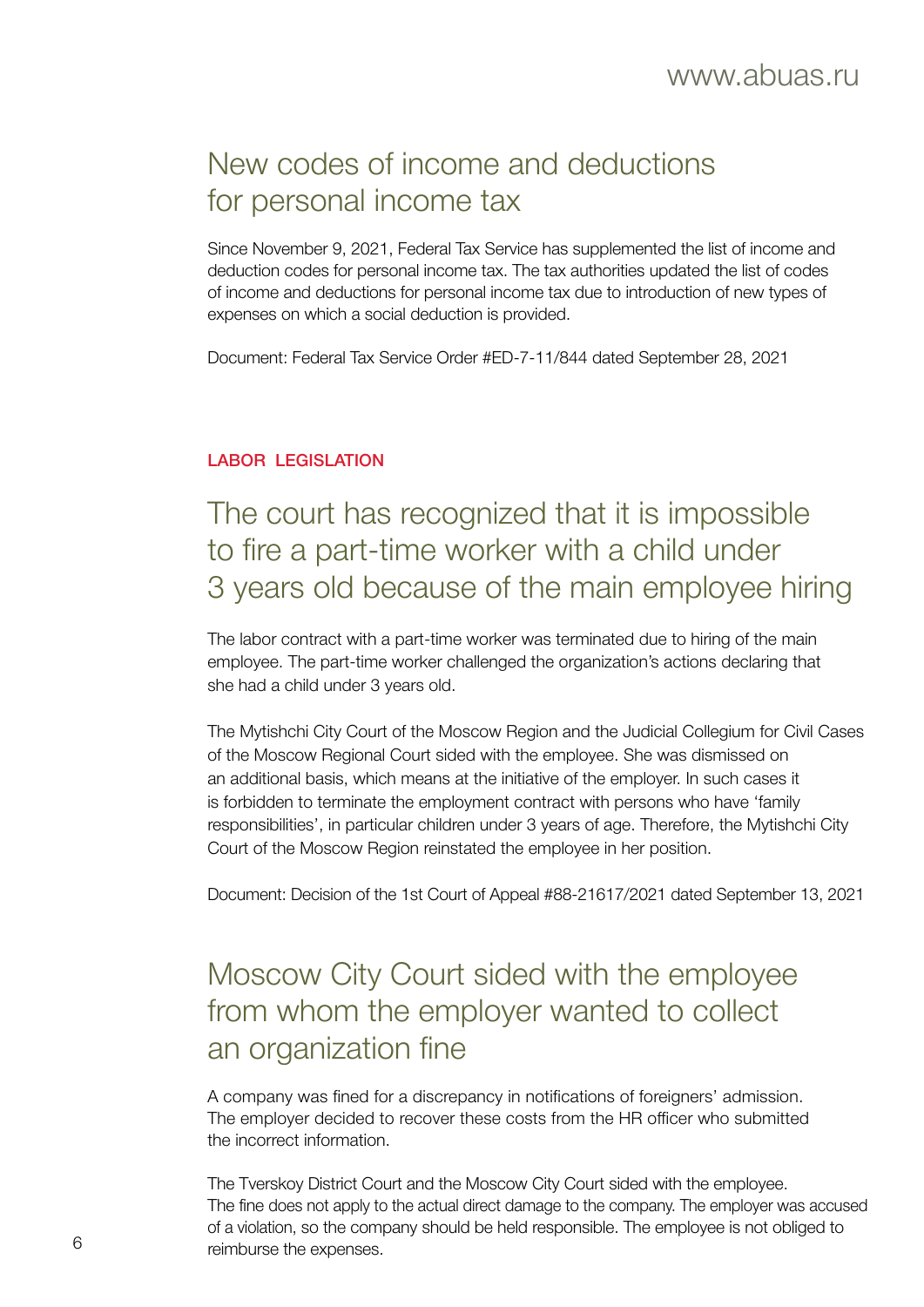## New codes of income and deductions for personal income tax

Since November 9, 2021, Federal Tax Service has supplemented the list of income and deduction codes for personal income tax. The tax authorities updated the list of codes of income and deductions for personal income tax due to introduction of new types of expenses on which a social deduction is provided.

Document: Federal Tax Service Order #ED-7-11/844 dated September 28, 2021

# LABOR LEGISLATION

## The court has recognized that it is impossible to fire a part-time worker with a child under 3 years old because of the main employee hiring

The labor contract with a part-time worker was terminated due to hiring of the main employee. The part-time worker challenged the organization's actions declaring that she had a child under 3 years old.

The Mytishchi City Court of the Moscow Region and the Judicial Collegium for Civil Cases of the Moscow Regional Court sided with the employee. She was dismissed on an additional basis, which means at the initiative of the employer. In such cases it is forbidden to terminate the employment contract with persons who have 'family responsibilities', in particular children under 3 years of age. Therefore, the Mytishchi City Court of the Moscow Region reinstated the employee in her position.

Document: Decision of the 1st Court of Appeal #88-21617/2021 dated September 13, 2021

## Moscow City Court sided with the employee from whom the employer wanted to collect an organization fine

A company was fined for a discrepancy in notifications of foreigners' admission. The employer decided to recover these costs from the HR officer who submitted the incorrect information.

The Tverskoy District Court and the Moscow City Court sided with the employee. The fine does not apply to the actual direct damage to the company. The employer was accused of a violation, so the company should be held responsible. The employee is not obliged to reimburse the expenses.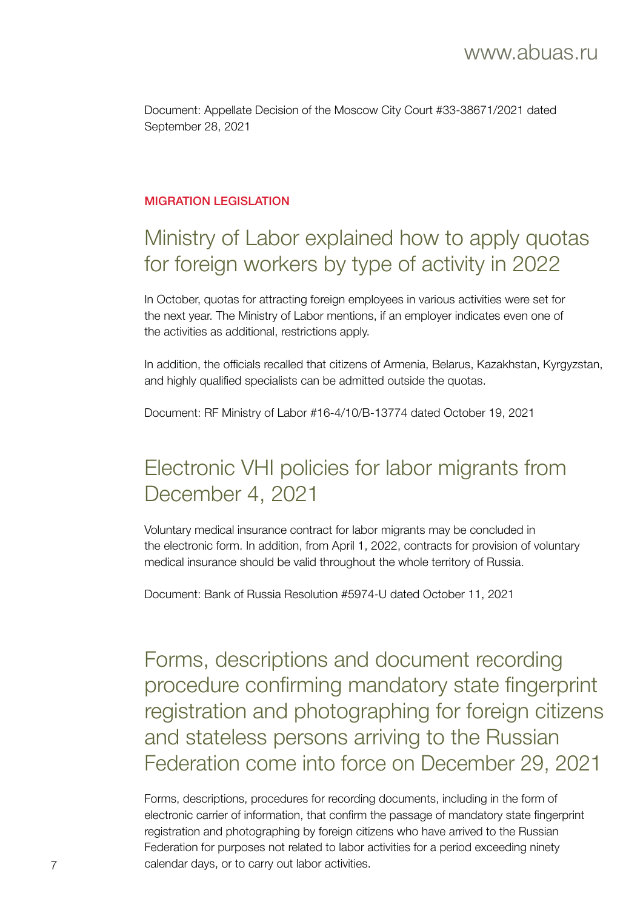Document: Appellate Decision of the Moscow City Court #33-38671/2021 dated September 28, 2021

### MIGRATION LEGISLATION

## Ministry of Labor explained how to apply quotas for foreign workers by type of activity in 2022

In October, quotas for attracting foreign employees in various activities were set for the next year. The Ministry of Labor mentions, if an employer indicates even one of the activities as additional, restrictions apply.

In addition, the officials recalled that citizens of Armenia, Belarus, Kazakhstan, Kyrgyzstan, and highly qualified specialists can be admitted outside the quotas.

Document: RF Ministry of Labor #16-4/10/B-13774 dated October 19, 2021

## Electronic VHI policies for labor migrants from December 4, 2021

Voluntary medical insurance contract for labor migrants may be concluded in the electronic form. In addition, from April 1, 2022, contracts for provision of voluntary medical insurance should be valid throughout the whole territory of Russia.

Document: Bank of Russia Resolution #5974-U dated October 11, 2021

## Forms, descriptions and document recording procedure confirming mandatory state fingerprint registration and photographing for foreign citizens and stateless persons arriving to the Russian Federation come into force on December 29, 2021

Forms, descriptions, procedures for recording documents, including in the form of electronic carrier of information, that confirm the passage of mandatory state fingerprint registration and photographing by foreign citizens who have arrived to the Russian Federation for purposes not related to labor activities for a period exceeding ninety calendar days, or to carry out labor activities.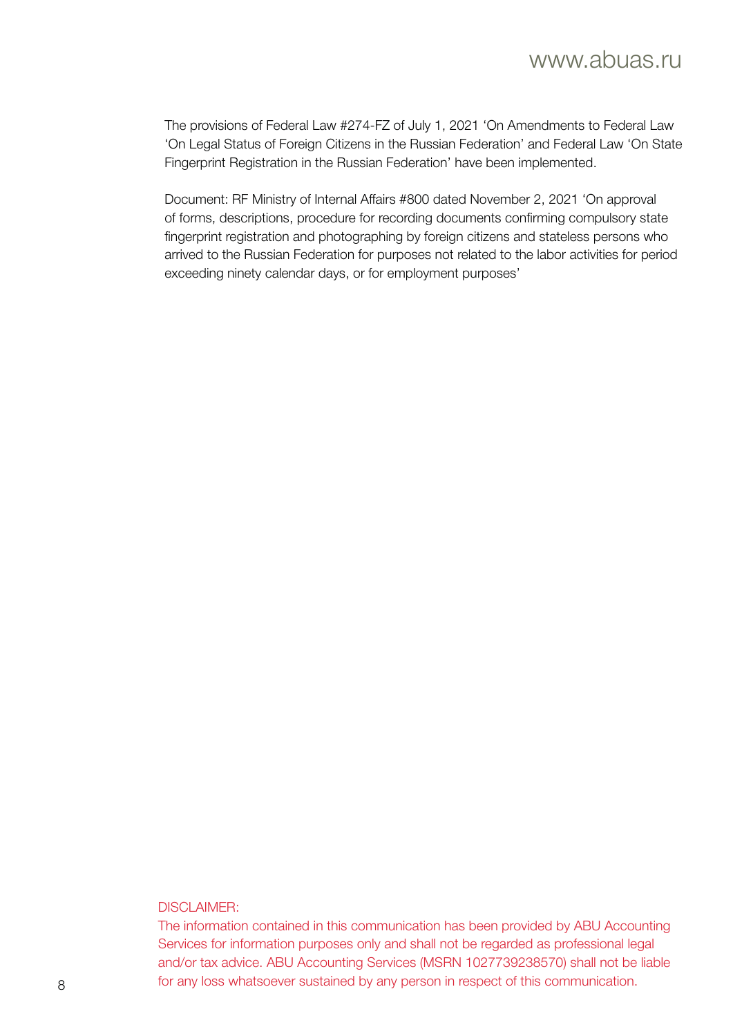The provisions of Federal Law #274-FZ of July 1, 2021 'On Amendments to Federal Law 'On Legal Status of Foreign Citizens in the Russian Federation' and Federal Law 'On State Fingerprint Registration in the Russian Federation' have been implemented.

Document: RF Ministry of Internal Affairs #800 dated November 2, 2021 'On approval of forms, descriptions, procedure for recording documents confirming compulsory state fingerprint registration and photographing by foreign citizens and stateless persons who arrived to the Russian Federation for purposes not related to the labor activities for period exceeding ninety calendar days, or for employment purposes'

DISCLAIMER:

The information contained in this communication has been provided by ABU Accounting Services for information purposes only and shall not be regarded as professional legal and/or tax advice. ABU Accounting Services (MSRN 1027739238570) shall not be liable for any loss whatsoever sustained by any person in respect of this communication.